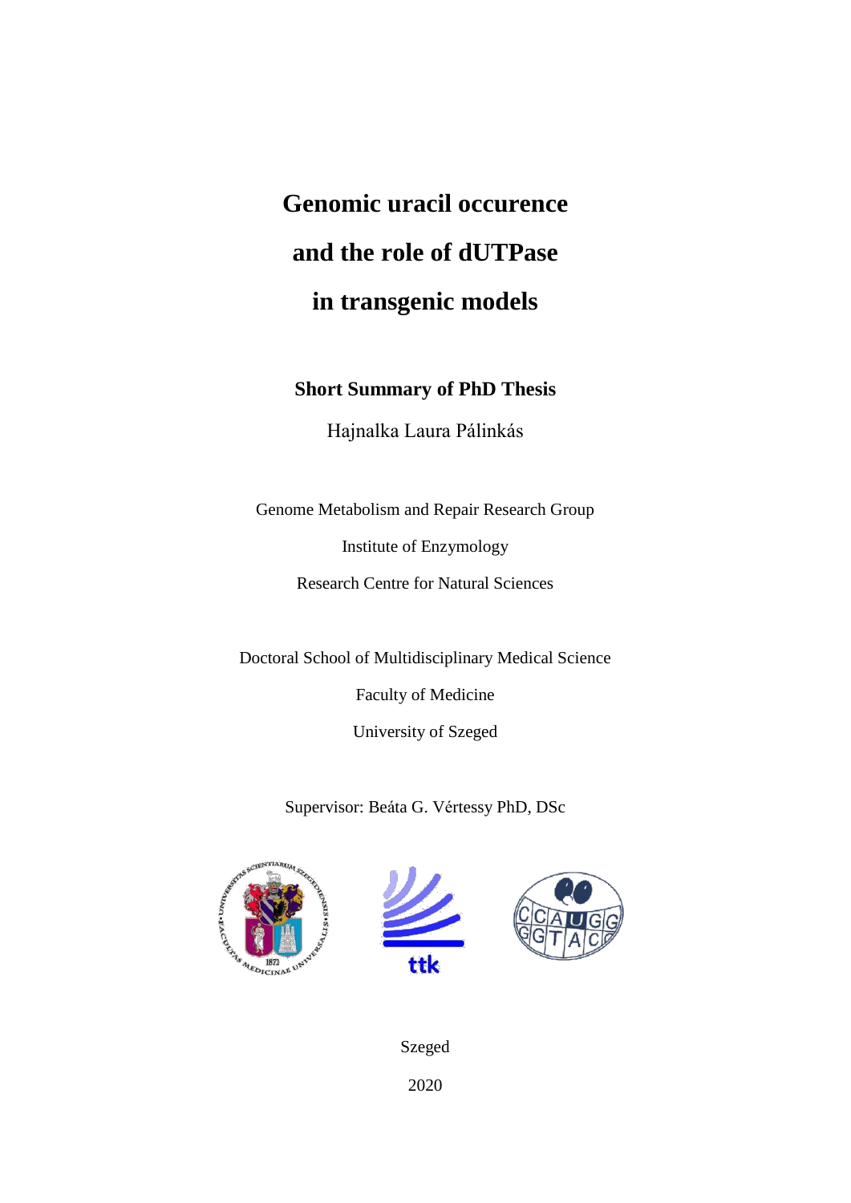# Genomic uracil occurence and the role of dUTPase in transgenic models

## Short Summary of PhD Thesis

Hajnalka Laura Pálinkás

Genome Metabolism and Repair Research Group

Institute of Enzymology

Research Centre for Natural Sciences

Doctoral School of Multidisciplinary Medical Science

Faculty of Medicine

University of Szeged

Supervisor: Beáta G. Vértessy PhD, DSc

Szeged

2020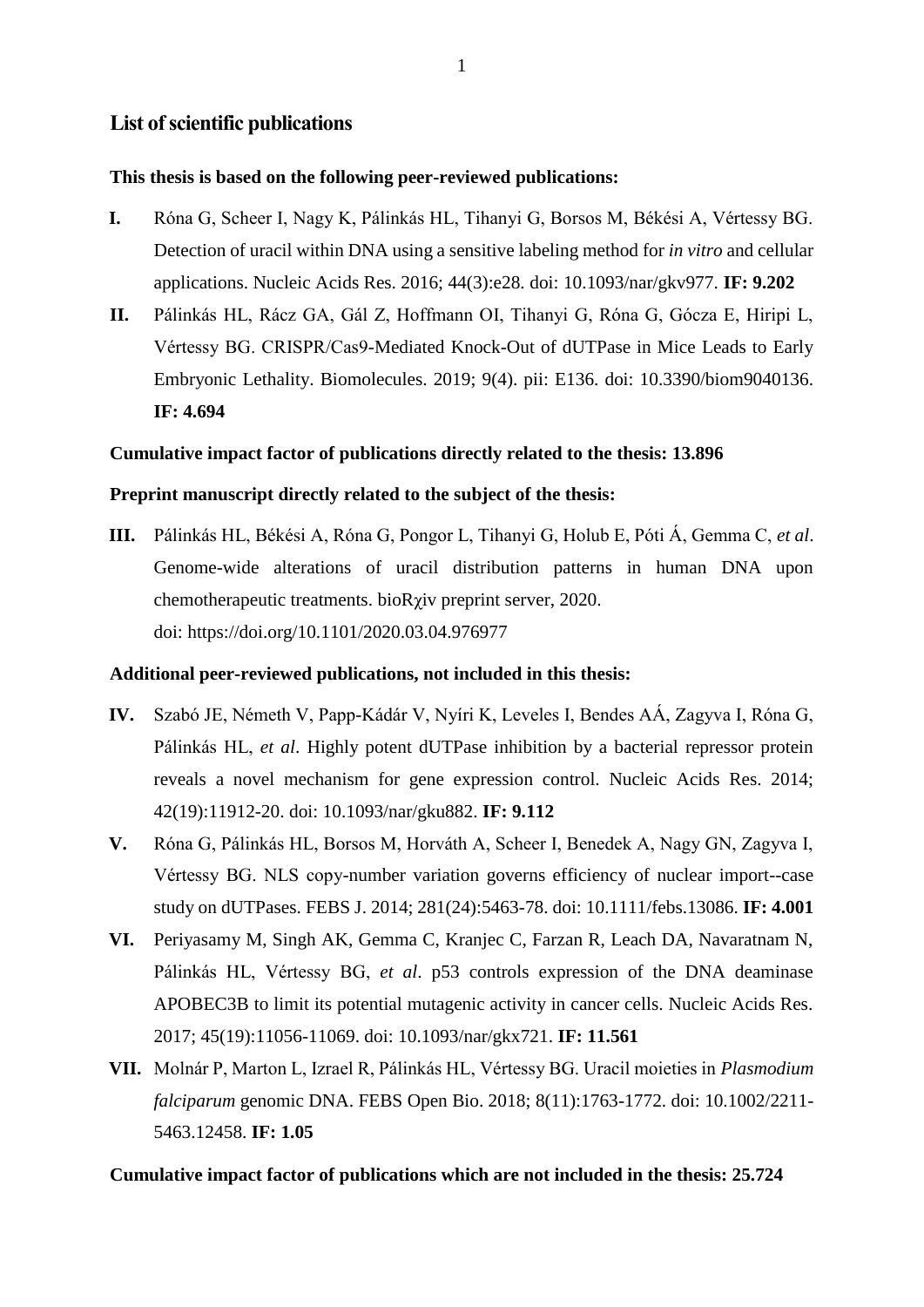## List of scientific publications

**This thesis is based on the following peer-reviewed publications:**

**I.** Róna G, Scheer I, Nagy K, Pálinkás HL, Tihanyi G, Borsos M, Békési A, Vértessy BG. Detection of uracil within DNA using a sensitive labeling method for *in vitro* and cellular applications. Nucleic Acids Res. 2016; 44(3):e28. doi: 10.1093/nar/gkv977. **IF: 9.202**

**II.** Pálinkás HL, Rácz GA, Gál Z, Hoffmann OI, Tihanyi G, Róna G, Gócza E, Hiripi L, Vértessy BG. CRISPR/Cas9-Mediated Knock-Out of dUTPase in Mice Leads to Early Embryonic Lethality. Biomolecules. 2019; 9(4). pii: E136. doi: 10.3390/biom9040136. **IF: 4.694**

**Cumulative impact factor of publications directly related to the thesis: 13.896**

**Preprint manuscript directly related to the subject of the thesis:**

**III.** Pálinkás HL, Békési A, Róna G, Pongor L, Tihanyi G, Holub E, Póti Á, Gemma C, *et al*. Genome-wide alterations of uracil distribution patterns in human DNA upon chemotherapeutic treatments. bioRχiv preprint server, 2020. doi: https://doi.org/10.1101/2020.03.04.976977

**Additional peer-reviewed publications, not included in this thesis:**

**IV.** Szabó JE, Németh V, Papp-Kádár V, Nyíri K, Leveles I, Bendes AÁ, Zagyva I, Róna G, Pálinkás HL, *et al*. Highly potent dUTPase inhibition by a bacterial repressor protein reveals a novel mechanism for gene expression control. Nucleic Acids Res. 2014; 42(19):11912-20. doi: 10.1093/nar/gku882. **IF: 9.112**

**V.** Róna G, Pálinkás HL, Borsos M, Horváth A, Scheer I, Benedek A, Nagy GN, Zagyva I, Vértessy BG. NLS copy-number variation governs efficiency of nuclear import--case study on dUTPases. FEBS J. 2014; 281(24):5463-78. doi: 10.1111/febs.13086. **IF: 4.001**

**VI.** Periyasamy M, Singh AK, Gemma C, Kranjec C, Farzan R, Leach DA, Navaratnam N, Pálinkás HL, Vértessy BG, *et al*. p53 controls expression of the DNA deaminase APOBEC3B to limit its potential mutagenic activity in cancer cells. Nucleic Acids Res. 2017; 45(19):11056-11069. doi: 10.1093/nar/gkx721. **IF: 11.561**

**VII.** Molnár P, Marton L, Izrael R, Pálinkás HL, Vértessy BG. Uracil moieties in *Plasmodium falciparum* genomic DNA. FEBS Open Bio. 2018; 8(11):1763-1772. doi: 10.1002/2211-5463.12458. **IF: 1.05**

**Cumulative impact factor of publications which are not included in the thesis: 25.724**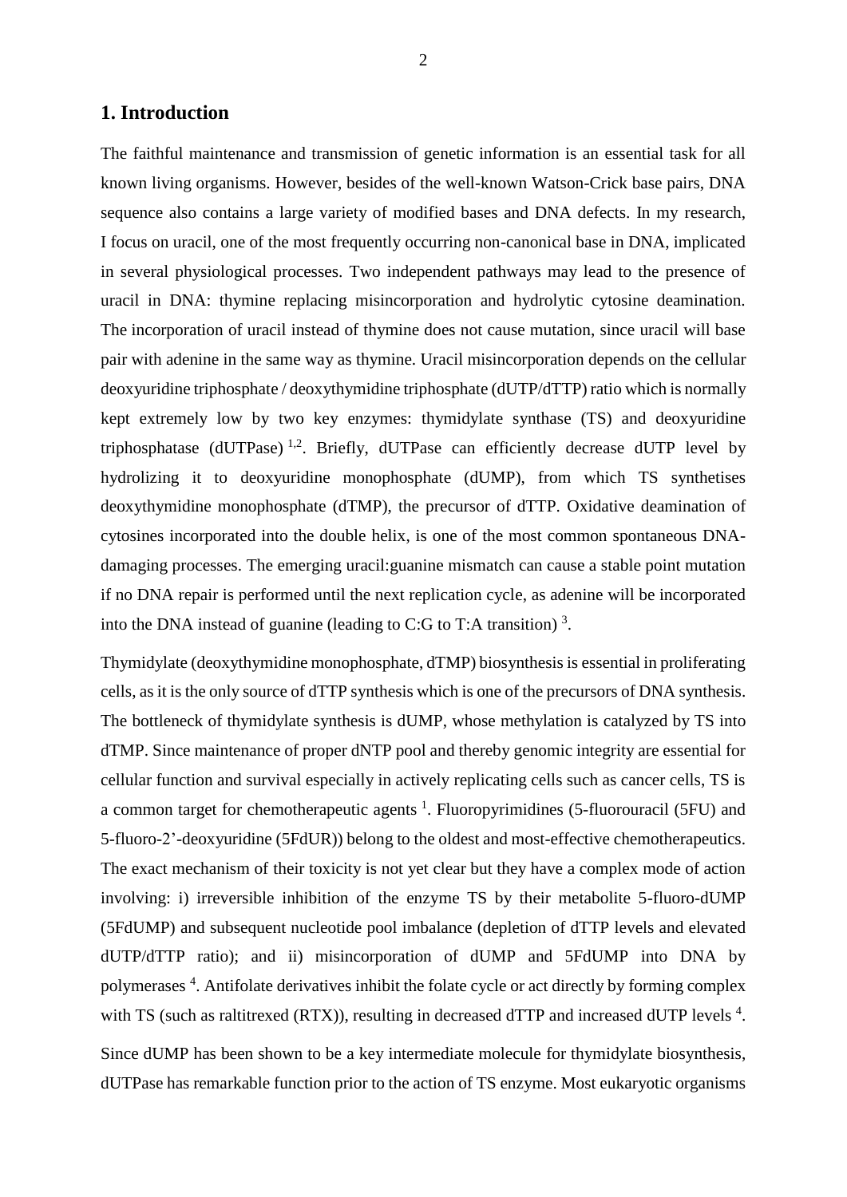## 1. Introduction

The faithful maintenance and transmission of genetic information is an essential task for all known living organisms. However, besides of the well-known Watson-Crick base pairs, DNA sequence also contains a large variety of modified bases and DNA defects. In my research, I focus on uracil, one of the most frequently occurring non-canonical base in DNA, implicated in several physiological processes. Two independent pathways may lead to the presence of uracil in DNA: thymine replacing misincorporation and hydrolytic cytosine deamination. The incorporation of uracil instead of thymine does not cause mutation, since uracil will base pair with adenine in the same way as thymine. Uracil misincorporation depends on the cellular deoxyuridine triphosphate / deoxythymidine triphosphate (dUTP/dTTP) ratio which is normally kept extremely low by two key enzymes: thymidylate synthase (TS) and deoxyuridine triphosphatase (dUTPase) [1,2]. Briefly, dUTPase can efficiently decrease dUTP level by hydrolizing it to deoxyuridine monophosphate (dUMP), from which TS synthetises deoxythymidine monophosphate (dTMP), the precursor of dTTP. Oxidative deamination of cytosines incorporated into the double helix, is one of the most common spontaneous DNA-damaging processes. The emerging uracil:guanine mismatch can cause a stable point mutation if no DNA repair is performed until the next replication cycle, as adenine will be incorporated into the DNA instead of guanine (leading to C:G to T:A transition) [3].

Thymidylate (deoxythymidine monophosphate, dTMP) biosynthesis is essential in proliferating cells, as it is the only source of dTTP synthesis which is one of the precursors of DNA synthesis. The bottleneck of thymidylate synthesis is dUMP, whose methylation is catalyzed by TS into dTMP. Since maintenance of proper dNTP pool and thereby genomic integrity are essential for cellular function and survival especially in actively replicating cells such as cancer cells, TS is a common target for chemotherapeutic agents [1]. Fluoropyrimidines (5-fluorouracil (5FU) and 5-fluoro-2'-deoxyuridine (5FdUR)) belong to the oldest and most-effective chemotherapeutics. The exact mechanism of their toxicity is not yet clear but they have a complex mode of action involving: i) irreversible inhibition of the enzyme TS by their metabolite 5-fluoro-dUMP (5FdUMP) and subsequent nucleotide pool imbalance (depletion of dTTP levels and elevated dUTP/dTTP ratio); and ii) misincorporation of dUMP and 5FdUMP into DNA by polymerases [4]. Antifolate derivatives inhibit the folate cycle or act directly by forming complex with TS (such as raltitrexed (RTX)), resulting in decreased dTTP and increased dUTP levels [4].

Since dUMP has been shown to be a key intermediate molecule for thymidylate biosynthesis, dUTPase has remarkable function prior to the action of TS enzyme. Most eukaryotic organisms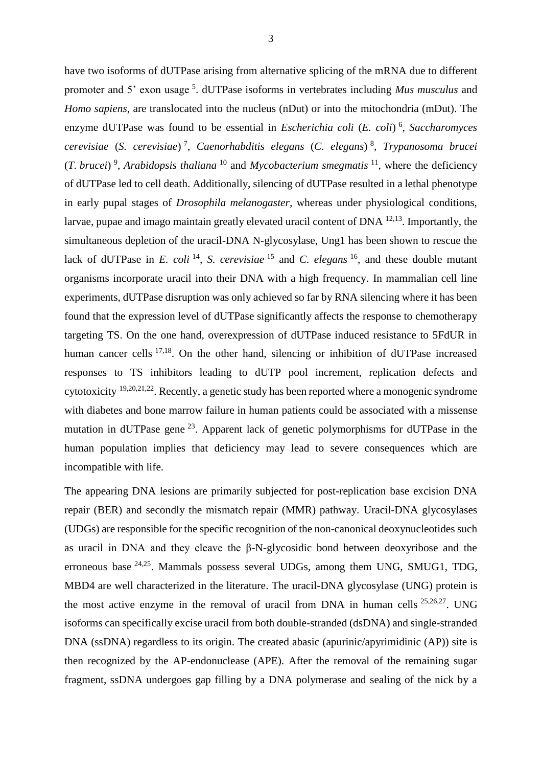have two isoforms of dUTPase arising from alternative splicing of the mRNA due to different promoter and 5' exon usage [5]. dUTPase isoforms in vertebrates including *Mus musculus* and *Homo sapiens*, are translocated into the nucleus (nDut) or into the mitochondria (mDut). The enzyme dUTPase was found to be essential in *Escherichia coli* (*E. coli*) [6], *Saccharomyces cerevisiae* (*S. cerevisiae*) [7], *Caenorhabditis elegans* (*C. elegans*) [8], *Trypanosoma brucei* (*T. brucei*) [9], *Arabidopsis thaliana* [10] and *Mycobacterium smegmatis* [11], where the deficiency of dUTPase led to cell death. Additionally, silencing of dUTPase resulted in a lethal phenotype in early pupal stages of *Drosophila melanogaster*, whereas under physiological conditions, larvae, pupae and imago maintain greatly elevated uracil content of DNA [12,13]. Importantly, the simultaneous depletion of the uracil-DNA N-glycosylase, Ung1 has been shown to rescue the lack of dUTPase in *E. coli* [14], *S. cerevisiae* [15] and *C. elegans* [16], and these double mutant organisms incorporate uracil into their DNA with a high frequency. In mammalian cell line experiments, dUTPase disruption was only achieved so far by RNA silencing where it has been found that the expression level of dUTPase significantly affects the response to chemotherapy targeting TS. On the one hand, overexpression of dUTPase induced resistance to 5FdUR in human cancer cells [17,18]. On the other hand, silencing or inhibition of dUTPase increased responses to TS inhibitors leading to dUTP pool increment, replication defects and cytotoxicity [19,20,21,22]. Recently, a genetic study has been reported where a monogenic syndrome with diabetes and bone marrow failure in human patients could be associated with a missense mutation in dUTPase gene [23]. Apparent lack of genetic polymorphisms for dUTPase in the human population implies that deficiency may lead to severe consequences which are incompatible with life.

The appearing DNA lesions are primarily subjected for post-replication base excision DNA repair (BER) and secondly the mismatch repair (MMR) pathway. Uracil-DNA glycosylases (UDGs) are responsible for the specific recognition of the non-canonical deoxynucleotides such as uracil in DNA and they cleave the β-N-glycosidic bond between deoxyribose and the erroneous base [24,25]. Mammals possess several UDGs, among them UNG, SMUG1, TDG, MBD4 are well characterized in the literature. The uracil-DNA glycosylase (UNG) protein is the most active enzyme in the removal of uracil from DNA in human cells [25,26,27]. UNG isoforms can specifically excise uracil from both double-stranded (dsDNA) and single-stranded DNA (ssDNA) regardless to its origin. The created abasic (apurinic/apyrimidinic (AP)) site is then recognized by the AP-endonuclease (APE). After the removal of the remaining sugar fragment, ssDNA undergoes gap filling by a DNA polymerase and sealing of the nick by a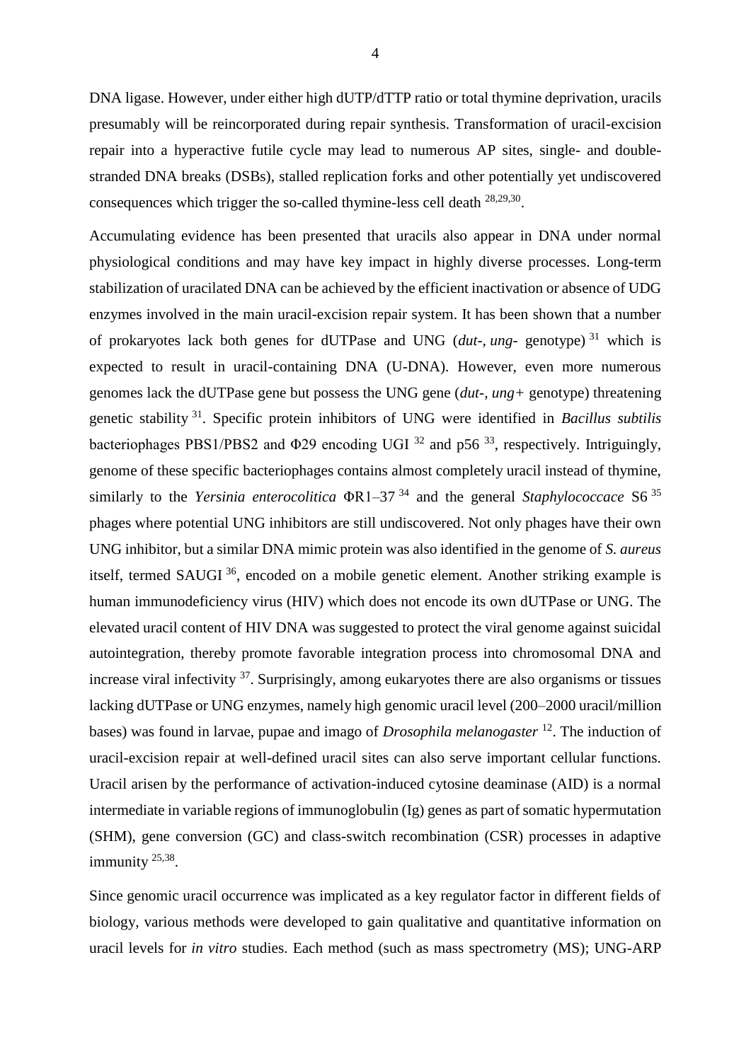DNA ligase. However, under either high dUTP/dTTP ratio or total thymine deprivation, uracils presumably will be reincorporated during repair synthesis. Transformation of uracil-excision repair into a hyperactive futile cycle may lead to numerous AP sites, single- and double-stranded DNA breaks (DSBs), stalled replication forks and other potentially yet undiscovered consequences which trigger the so-called thymine-less cell death [28,29,30].

Accumulating evidence has been presented that uracils also appear in DNA under normal physiological conditions and may have key impact in highly diverse processes. Long-term stabilization of uracilated DNA can be achieved by the efficient inactivation or absence of UDG enzymes involved in the main uracil-excision repair system. It has been shown that a number of prokaryotes lack both genes for dUTPase and UNG (*dut-*, *ung-* genotype) [31] which is expected to result in uracil-containing DNA (U-DNA). However, even more numerous genomes lack the dUTPase gene but possess the UNG gene (*dut-*, *ung+* genotype) threatening genetic stability [31]. Specific protein inhibitors of UNG were identified in *Bacillus subtilis* bacteriophages PBS1/PBS2 and Φ29 encoding UGI [32] and p56 [33], respectively. Intriguingly, genome of these specific bacteriophages contains almost completely uracil instead of thymine, similarly to the *Yersinia enterocolitica* ΦR1–37 [34] and the general *Staphylococcace* S6 [35] phages where potential UNG inhibitors are still undiscovered. Not only phages have their own UNG inhibitor, but a similar DNA mimic protein was also identified in the genome of *S. aureus* itself, termed SAUGI [36], encoded on a mobile genetic element. Another striking example is human immunodeficiency virus (HIV) which does not encode its own dUTPase or UNG. The elevated uracil content of HIV DNA was suggested to protect the viral genome against suicidal autointegration, thereby promote favorable integration process into chromosomal DNA and increase viral infectivity [37]. Surprisingly, among eukaryotes there are also organisms or tissues lacking dUTPase or UNG enzymes, namely high genomic uracil level (200–2000 uracil/million bases) was found in larvae, pupae and imago of *Drosophila melanogaster* [12]. The induction of uracil-excision repair at well-defined uracil sites can also serve important cellular functions. Uracil arisen by the performance of activation-induced cytosine deaminase (AID) is a normal intermediate in variable regions of immunoglobulin (Ig) genes as part of somatic hypermutation (SHM), gene conversion (GC) and class-switch recombination (CSR) processes in adaptive immunity [25,38].

Since genomic uracil occurrence was implicated as a key regulator factor in different fields of biology, various methods were developed to gain qualitative and quantitative information on uracil levels for *in vitro* studies. Each method (such as mass spectrometry (MS); UNG-ARP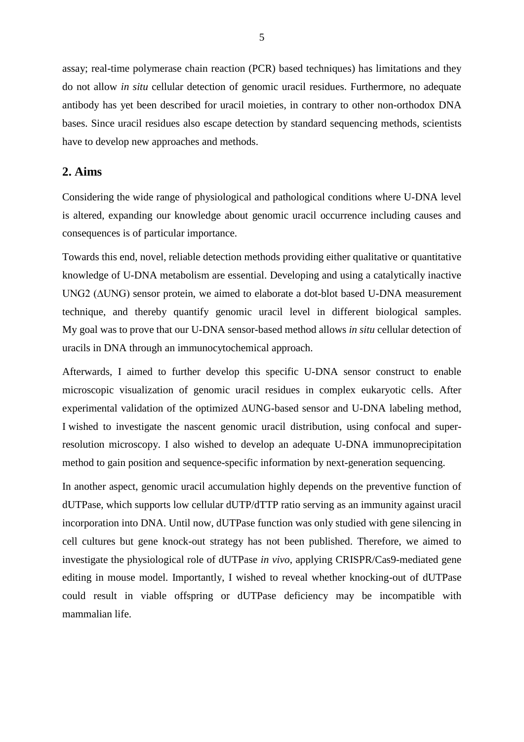assay; real-time polymerase chain reaction (PCR) based techniques) has limitations and they do not allow *in situ* cellular detection of genomic uracil residues. Furthermore, no adequate antibody has yet been described for uracil moieties, in contrary to other non-orthodox DNA bases. Since uracil residues also escape detection by standard sequencing methods, scientists have to develop new approaches and methods.

## 2. Aims

Considering the wide range of physiological and pathological conditions where U-DNA level is altered, expanding our knowledge about genomic uracil occurrence including causes and consequences is of particular importance.

Towards this end, novel, reliable detection methods providing either qualitative or quantitative knowledge of U-DNA metabolism are essential. Developing and using a catalytically inactive UNG2 (ΔUNG) sensor protein, we aimed to elaborate a dot-blot based U-DNA measurement technique, and thereby quantify genomic uracil level in different biological samples. My goal was to prove that our U-DNA sensor-based method allows *in situ* cellular detection of uracils in DNA through an immunocytochemical approach.

Afterwards, I aimed to further develop this specific U-DNA sensor construct to enable microscopic visualization of genomic uracil residues in complex eukaryotic cells. After experimental validation of the optimized ΔUNG-based sensor and U-DNA labeling method, I wished to investigate the nascent genomic uracil distribution, using confocal and super-resolution microscopy. I also wished to develop an adequate U-DNA immunoprecipitation method to gain position and sequence-specific information by next-generation sequencing.

In another aspect, genomic uracil accumulation highly depends on the preventive function of dUTPase, which supports low cellular dUTP/dTTP ratio serving as an immunity against uracil incorporation into DNA. Until now, dUTPase function was only studied with gene silencing in cell cultures but gene knock-out strategy has not been published. Therefore, we aimed to investigate the physiological role of dUTPase *in vivo*, applying CRISPR/Cas9-mediated gene editing in mouse model. Importantly, I wished to reveal whether knocking-out of dUTPase could result in viable offspring or dUTPase deficiency may be incompatible with mammalian life.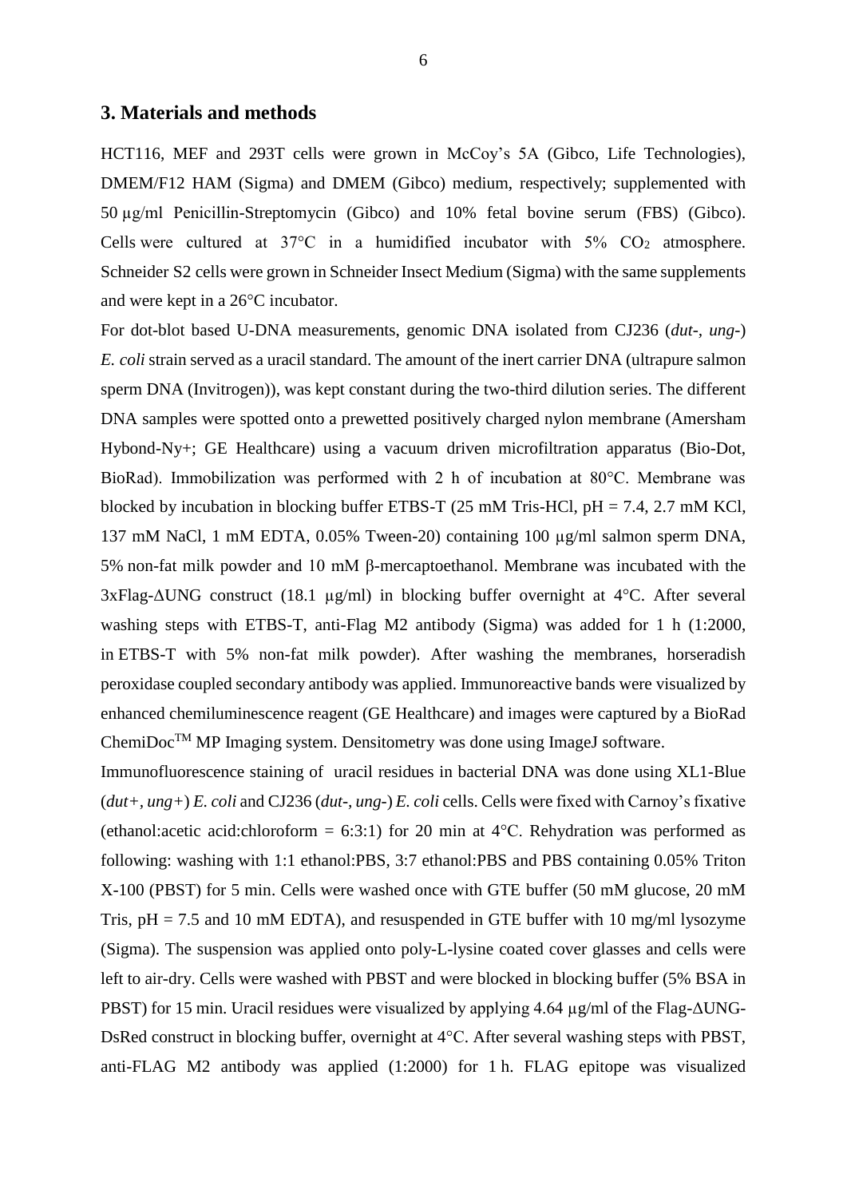## 3. Materials and methods

HCT116, MEF and 293T cells were grown in McCoy's 5A (Gibco, Life Technologies), DMEM/F12 HAM (Sigma) and DMEM (Gibco) medium, respectively; supplemented with 50 µg/ml Penicillin-Streptomycin (Gibco) and 10% fetal bovine serum (FBS) (Gibco). Cells were cultured at 37°C in a humidified incubator with 5% $CO_2$ atmosphere. Schneider S2 cells were grown in Schneider Insect Medium (Sigma) with the same supplements and were kept in a 26°C incubator.

For dot-blot based U-DNA measurements, genomic DNA isolated from CJ236 (*dut-, ung-*) *E. coli* strain served as a uracil standard. The amount of the inert carrier DNA (ultrapure salmon sperm DNA (Invitrogen)), was kept constant during the two-third dilution series. The different DNA samples were spotted onto a prewetted positively charged nylon membrane (Amersham Hybond-Ny+; GE Healthcare) using a vacuum driven microfiltration apparatus (Bio-Dot, BioRad). Immobilization was performed with 2 h of incubation at 80°C. Membrane was blocked by incubation in blocking buffer ETBS-T (25 mM Tris-HCl, pH = 7.4, 2.7 mM KCl, 137 mM NaCl, 1 mM EDTA, 0.05% Tween-20) containing 100 µg/ml salmon sperm DNA, 5% non-fat milk powder and 10 mM β-mercaptoethanol. Membrane was incubated with the 3xFlag-ΔUNG construct (18.1 µg/ml) in blocking buffer overnight at 4°C. After several washing steps with ETBS-T, anti-Flag M2 antibody (Sigma) was added for 1 h (1:2000, in ETBS-T with 5% non-fat milk powder). After washing the membranes, horseradish peroxidase coupled secondary antibody was applied. Immunoreactive bands were visualized by enhanced chemiluminescence reagent (GE Healthcare) and images were captured by a BioRad ChemiDoc™ MP Imaging system. Densitometry was done using ImageJ software.

Immunofluorescence staining of uracil residues in bacterial DNA was done using XL1-Blue (*dut+, ung+*) *E. coli* and CJ236 (*dut-, ung-*) *E. coli* cells. Cells were fixed with Carnoy's fixative (ethanol:acetic acid:chloroform = 6:3:1) for 20 min at 4°C. Rehydration was performed as following: washing with 1:1 ethanol:PBS, 3:7 ethanol:PBS and PBS containing 0.05% Triton X-100 (PBST) for 5 min. Cells were washed once with GTE buffer (50 mM glucose, 20 mM Tris, pH = 7.5 and 10 mM EDTA), and resuspended in GTE buffer with 10 mg/ml lysozyme (Sigma). The suspension was applied onto poly-L-lysine coated cover glasses and cells were left to air-dry. Cells were washed with PBST and were blocked in blocking buffer (5% BSA in PBST) for 15 min. Uracil residues were visualized by applying 4.64 µg/ml of the Flag-ΔUNG-DsRed construct in blocking buffer, overnight at 4°C. After several washing steps with PBST, anti-FLAG M2 antibody was applied (1:2000) for 1 h. FLAG epitope was visualized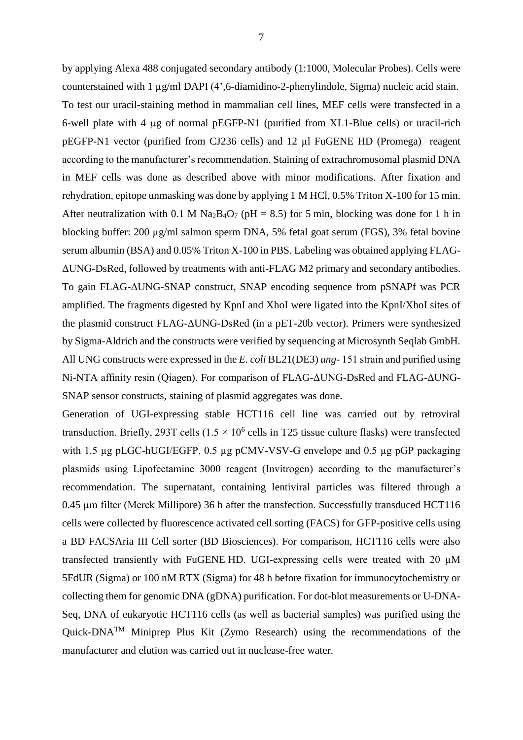by applying Alexa 488 conjugated secondary antibody (1:1000, Molecular Probes). Cells were counterstained with 1 μg/ml DAPI (4',6-diamidino-2-phenylindole, Sigma) nucleic acid stain. To test our uracil-staining method in mammalian cell lines, MEF cells were transfected in a 6-well plate with 4 μg of normal pEGFP-N1 (purified from XL1-Blue cells) or uracil-rich pEGFP-N1 vector (purified from CJ236 cells) and 12 μl FuGENE HD (Promega) reagent according to the manufacturer's recommendation. Staining of extrachromosomal plasmid DNA in MEF cells was done as described above with minor modifications. After fixation and rehydration, epitope unmasking was done by applying 1 M HCl, 0.5% Triton X-100 for 15 min. After neutralization with 0.1 M $Na_2B_4O_7$ (pH = 8.5) for 5 min, blocking was done for 1 h in blocking buffer: 200 μg/ml salmon sperm DNA, 5% fetal goat serum (FGS), 3% fetal bovine serum albumin (BSA) and 0.05% Triton X-100 in PBS. Labeling was obtained applying FLAG-ΔUNG-DsRed, followed by treatments with anti-FLAG M2 primary and secondary antibodies. To gain FLAG-ΔUNG-SNAP construct, SNAP encoding sequence from pSNAPf was PCR amplified. The fragments digested by KpnI and XhoI were ligated into the KpnI/XhoI sites of the plasmid construct FLAG-ΔUNG-DsRed (in a pET-20b vector). Primers were synthesized by Sigma-Aldrich and the constructs were verified by sequencing at Microsynth Seqlab GmbH. All UNG constructs were expressed in the *E. coli* BL21(DE3) *ung-* 151 strain and purified using Ni-NTA affinity resin (Qiagen). For comparison of FLAG-ΔUNG-DsRed and FLAG-ΔUNG-SNAP sensor constructs, staining of plasmid aggregates was done.

Generation of UGI-expressing stable HCT116 cell line was carried out by retroviral transduction. Briefly, 293T cells ($1.5 \times 10^6$ cells in T25 tissue culture flasks) were transfected with 1.5 μg pLGC-hUGI/EGFP, 0.5 μg pCMV-VSV-G envelope and 0.5 μg pGP packaging plasmids using Lipofectamine 3000 reagent (Invitrogen) according to the manufacturer's recommendation. The supernatant, containing lentiviral particles was filtered through a 0.45 μm filter (Merck Millipore) 36 h after the transfection. Successfully transduced HCT116 cells were collected by fluorescence activated cell sorting (FACS) for GFP-positive cells using a BD FACSAria III Cell sorter (BD Biosciences). For comparison, HCT116 cells were also transfected transiently with FuGENE HD. UGI-expressing cells were treated with 20 μM 5FdUR (Sigma) or 100 nM RTX (Sigma) for 48 h before fixation for immunocytochemistry or collecting them for genomic DNA (gDNA) purification. For dot-blot measurements or U-DNA-Seq, DNA of eukaryotic HCT116 cells (as well as bacterial samples) was purified using the Quick-DNA™ Miniprep Plus Kit (Zymo Research) using the recommendations of the manufacturer and elution was carried out in nuclease-free water.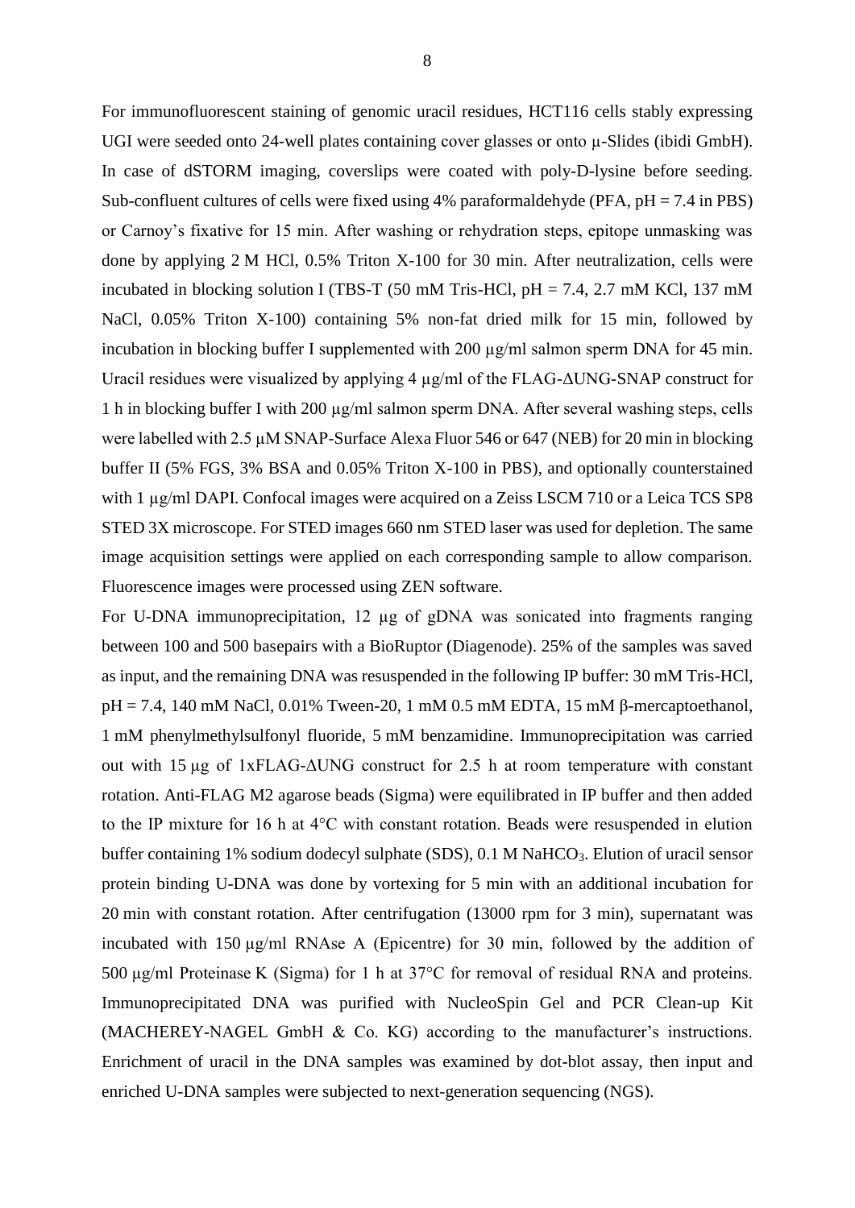For immunofluorescent staining of genomic uracil residues, HCT116 cells stably expressing UGI were seeded onto 24-well plates containing cover glasses or onto μ-Slides (ibidi GmbH). In case of dSTORM imaging, coverslips were coated with poly-D-lysine before seeding. Sub-confluent cultures of cells were fixed using 4% paraformaldehyde (PFA, pH = 7.4 in PBS) or Carnoy's fixative for 15 min. After washing or rehydration steps, epitope unmasking was done by applying 2 M HCl, 0.5% Triton X-100 for 30 min. After neutralization, cells were incubated in blocking solution I (TBS-T (50 mM Tris-HCl, pH = 7.4, 2.7 mM KCl, 137 mM NaCl, 0.05% Triton X-100) containing 5% non-fat dried milk for 15 min, followed by incubation in blocking buffer I supplemented with 200 μg/ml salmon sperm DNA for 45 min. Uracil residues were visualized by applying 4 μg/ml of the FLAG-ΔUNG-SNAP construct for 1 h in blocking buffer I with 200 μg/ml salmon sperm DNA. After several washing steps, cells were labelled with 2.5 μM SNAP-Surface Alexa Fluor 546 or 647 (NEB) for 20 min in blocking buffer II (5% FGS, 3% BSA and 0.05% Triton X-100 in PBS), and optionally counterstained with 1 μg/ml DAPI. Confocal images were acquired on a Zeiss LSCM 710 or a Leica TCS SP8 STED 3X microscope. For STED images 660 nm STED laser was used for depletion. The same image acquisition settings were applied on each corresponding sample to allow comparison. Fluorescence images were processed using ZEN software.

For U-DNA immunoprecipitation, 12 μg of gDNA was sonicated into fragments ranging between 100 and 500 basepairs with a BioRuptor (Diagenode). 25% of the samples was saved as input, and the remaining DNA was resuspended in the following IP buffer: 30 mM Tris-HCl, pH = 7.4, 140 mM NaCl, 0.01% Tween-20, 1 mM 0.5 mM EDTA, 15 mM β-mercaptoethanol, 1 mM phenylmethylsulfonyl fluoride, 5 mM benzamidine. Immunoprecipitation was carried out with 15 μg of 1xFLAG-ΔUNG construct for 2.5 h at room temperature with constant rotation. Anti-FLAG M2 agarose beads (Sigma) were equilibrated in IP buffer and then added to the IP mixture for 16 h at 4°C with constant rotation. Beads were resuspended in elution buffer containing 1% sodium dodecyl sulphate (SDS), 0.1 M $NaHCO_3$. Elution of uracil sensor protein binding U-DNA was done by vortexing for 5 min with an additional incubation for 20 min with constant rotation. After centrifugation (13000 rpm for 3 min), supernatant was incubated with 150 μg/ml RNAse A (Epicentre) for 30 min, followed by the addition of 500 μg/ml Proteinase K (Sigma) for 1 h at 37°C for removal of residual RNA and proteins. Immunoprecipitated DNA was purified with NucleoSpin Gel and PCR Clean-up Kit (MACHEREY-NAGEL GmbH & Co. KG) according to the manufacturer's instructions. Enrichment of uracil in the DNA samples was examined by dot-blot assay, then input and enriched U-DNA samples were subjected to next-generation sequencing (NGS).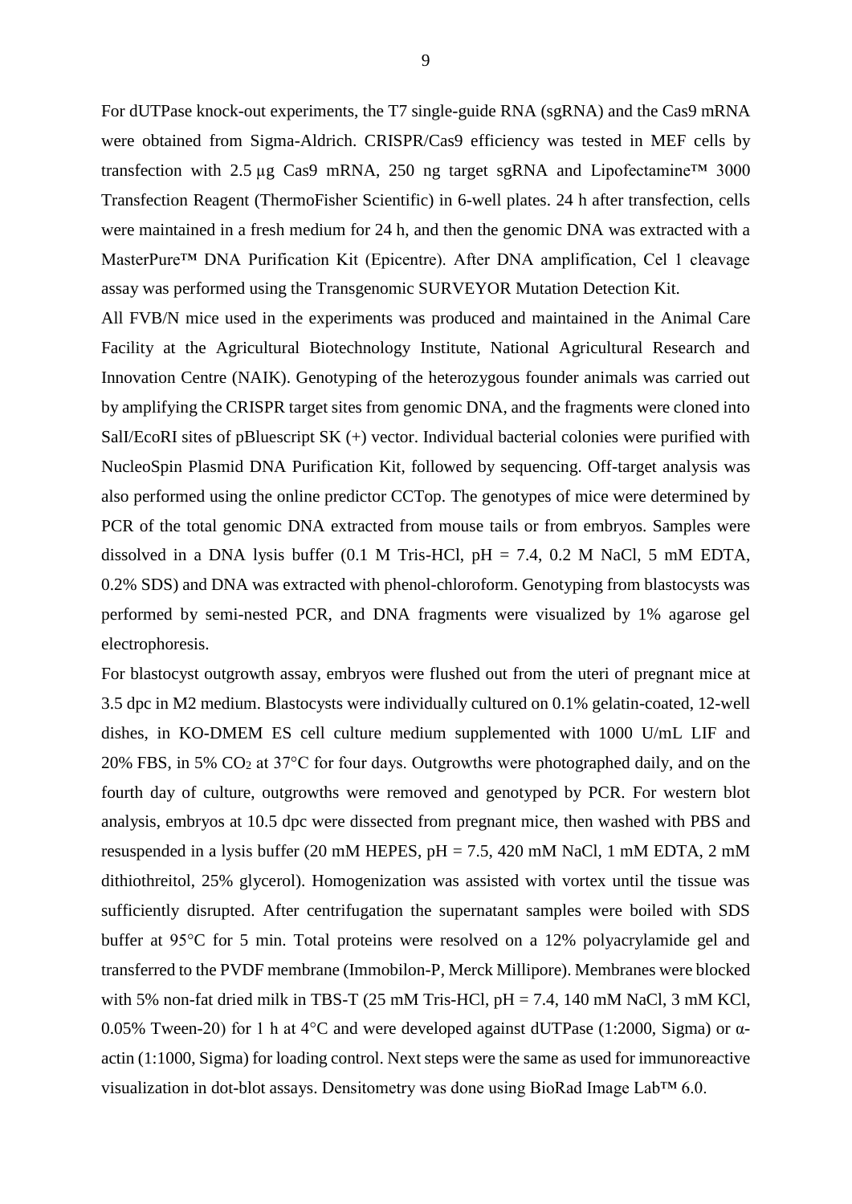For dUTPase knock-out experiments, the T7 single-guide RNA (sgRNA) and the Cas9 mRNA were obtained from Sigma-Aldrich. CRISPR/Cas9 efficiency was tested in MEF cells by transfection with 2.5 µg Cas9 mRNA, 250 ng target sgRNA and Lipofectamine™ 3000 Transfection Reagent (ThermoFisher Scientific) in 6-well plates. 24 h after transfection, cells were maintained in a fresh medium for 24 h, and then the genomic DNA was extracted with a MasterPure™ DNA Purification Kit (Epicentre). After DNA amplification, Cel 1 cleavage assay was performed using the Transgenomic SURVEYOR Mutation Detection Kit.

All FVB/N mice used in the experiments was produced and maintained in the Animal Care Facility at the Agricultural Biotechnology Institute, National Agricultural Research and Innovation Centre (NAIK). Genotyping of the heterozygous founder animals was carried out by amplifying the CRISPR target sites from genomic DNA, and the fragments were cloned into SalI/EcoRI sites of pBluescript SK (+) vector. Individual bacterial colonies were purified with NucleoSpin Plasmid DNA Purification Kit, followed by sequencing. Off-target analysis was also performed using the online predictor CCTop. The genotypes of mice were determined by PCR of the total genomic DNA extracted from mouse tails or from embryos. Samples were dissolved in a DNA lysis buffer (0.1 M Tris-HCl, pH = 7.4, 0.2 M NaCl, 5 mM EDTA, 0.2% SDS) and DNA was extracted with phenol-chloroform. Genotyping from blastocysts was performed by semi-nested PCR, and DNA fragments were visualized by 1% agarose gel electrophoresis.

For blastocyst outgrowth assay, embryos were flushed out from the uteri of pregnant mice at 3.5 dpc in M2 medium. Blastocysts were individually cultured on 0.1% gelatin-coated, 12-well dishes, in KO-DMEM ES cell culture medium supplemented with 1000 U/mL LIF and 20% FBS, in 5% $CO_2$ at 37°C for four days. Outgrowths were photographed daily, and on the fourth day of culture, outgrowths were removed and genotyped by PCR. For western blot analysis, embryos at 10.5 dpc were dissected from pregnant mice, then washed with PBS and resuspended in a lysis buffer (20 mM HEPES, pH = 7.5, 420 mM NaCl, 1 mM EDTA, 2 mM dithiothreitol, 25% glycerol). Homogenization was assisted with vortex until the tissue was sufficiently disrupted. After centrifugation the supernatant samples were boiled with SDS buffer at 95°C for 5 min. Total proteins were resolved on a 12% polyacrylamide gel and transferred to the PVDF membrane (Immobilon-P, Merck Millipore). Membranes were blocked with 5% non-fat dried milk in TBS-T (25 mM Tris-HCl, pH = 7.4, 140 mM NaCl, 3 mM KCl, 0.05% Tween-20) for 1 h at 4°C and were developed against dUTPase (1:2000, Sigma) or α-actin (1:1000, Sigma) for loading control. Next steps were the same as used for immunoreactive visualization in dot-blot assays. Densitometry was done using BioRad Image Lab™ 6.0.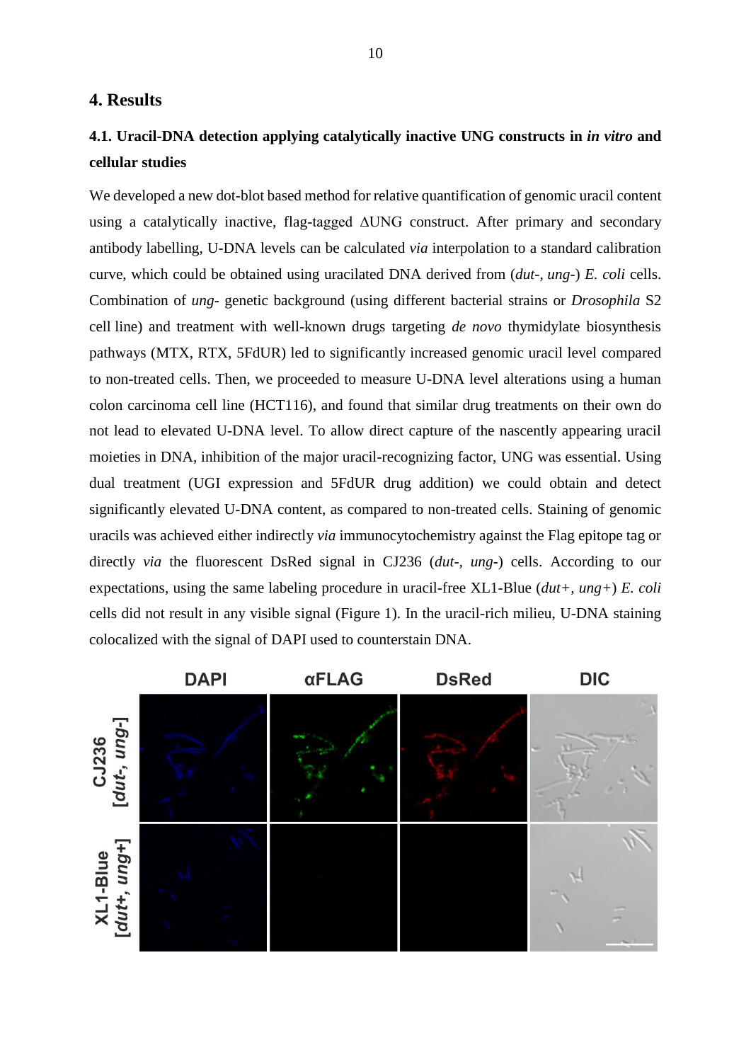## 4. Results

### 4.1. Uracil-DNA detection applying catalytically inactive UNG constructs in *in vitro* and cellular studies

We developed a new dot-blot based method for relative quantification of genomic uracil content using a catalytically inactive, flag-tagged ΔUNG construct. After primary and secondary antibody labelling, U-DNA levels can be calculated *via* interpolation to a standard calibration curve, which could be obtained using uracilated DNA derived from (*dut-*, *ung-*) *E. coli* cells. Combination of *ung-* genetic background (using different bacterial strains or *Drosophila* S2 cell line) and treatment with well-known drugs targeting *de novo* thymidylate biosynthesis pathways (MTX, RTX, 5FdUR) led to significantly increased genomic uracil level compared to non-treated cells. Then, we proceeded to measure U-DNA level alterations using a human colon carcinoma cell line (HCT116), and found that similar drug treatments on their own do not lead to elevated U-DNA level. To allow direct capture of the nascently appearing uracil moieties in DNA, inhibition of the major uracil-recognizing factor, UNG was essential. Using dual treatment (UGI expression and 5FdUR drug addition) we could obtain and detect significantly elevated U-DNA content, as compared to non-treated cells. Staining of genomic uracils was achieved either indirectly *via* immunocytochemistry against the Flag epitope tag or directly *via* the fluorescent DsRed signal in CJ236 (*dut-*, *ung-*) cells. According to our expectations, using the same labeling procedure in uracil-free XL1-Blue (*dut+*, *ung+*) *E. coli* cells did not result in any visible signal (Figure 1). In the uracil-rich milieu, U-DNA staining colocalized with the signal of DAPI used to counterstain DNA.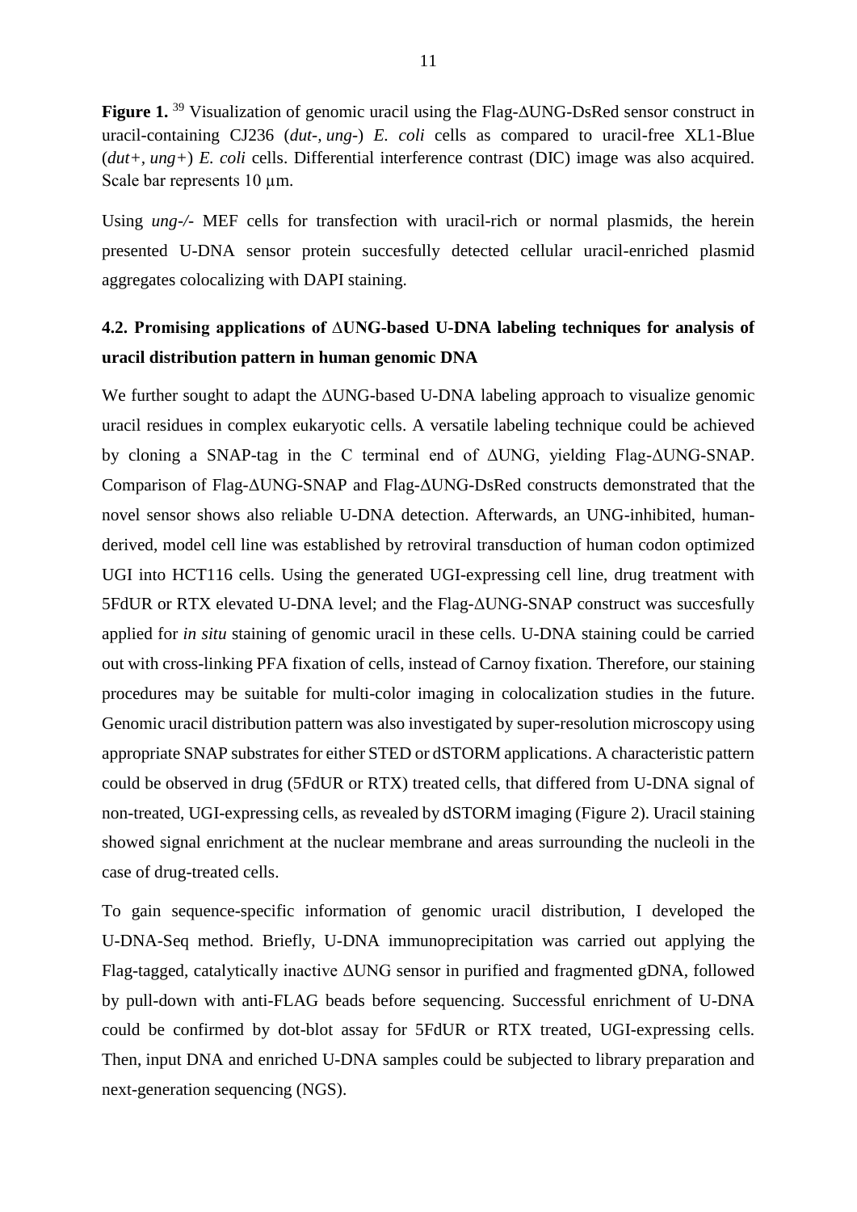**Figure 1.** [39] Visualization of genomic uracil using the Flag-ΔUNG-DsRed sensor construct in uracil-containing CJ236 (*dut-, ung-*) *E. coli* cells as compared to uracil-free XL1-Blue (*dut+, ung+*) *E. coli* cells. Differential interference contrast (DIC) image was also acquired. Scale bar represents 10 μm.

Using *ung-/-* MEF cells for transfection with uracil-rich or normal plasmids, the herein presented U-DNA sensor protein succesfully detected cellular uracil-enriched plasmid aggregates colocalizing with DAPI staining.

## 4.2. Promising applications of ΔUNG-based U-DNA labeling techniques for analysis of uracil distribution pattern in human genomic DNA

We further sought to adapt the ΔUNG-based U-DNA labeling approach to visualize genomic uracil residues in complex eukaryotic cells. A versatile labeling technique could be achieved by cloning a SNAP-tag in the C terminal end of ΔUNG, yielding Flag-ΔUNG-SNAP. Comparison of Flag-ΔUNG-SNAP and Flag-ΔUNG-DsRed constructs demonstrated that the novel sensor shows also reliable U-DNA detection. Afterwards, an UNG-inhibited, human-derived, model cell line was established by retroviral transduction of human codon optimized UGI into HCT116 cells. Using the generated UGI-expressing cell line, drug treatment with 5FdUR or RTX elevated U-DNA level; and the Flag-ΔUNG-SNAP construct was succesfully applied for *in situ* staining of genomic uracil in these cells. U-DNA staining could be carried out with cross-linking PFA fixation of cells, instead of Carnoy fixation. Therefore, our staining procedures may be suitable for multi-color imaging in colocalization studies in the future. Genomic uracil distribution pattern was also investigated by super-resolution microscopy using appropriate SNAP substrates for either STED or dSTORM applications. A characteristic pattern could be observed in drug (5FdUR or RTX) treated cells, that differed from U-DNA signal of non-treated, UGI-expressing cells, as revealed by dSTORM imaging (Figure 2). Uracil staining showed signal enrichment at the nuclear membrane and areas surrounding the nucleoli in the case of drug-treated cells.

To gain sequence-specific information of genomic uracil distribution, I developed the U-DNA-Seq method. Briefly, U-DNA immunoprecipitation was carried out applying the Flag-tagged, catalytically inactive ΔUNG sensor in purified and fragmented gDNA, followed by pull-down with anti-FLAG beads before sequencing. Successful enrichment of U-DNA could be confirmed by dot-blot assay for 5FdUR or RTX treated, UGI-expressing cells. Then, input DNA and enriched U-DNA samples could be subjected to library preparation and next-generation sequencing (NGS).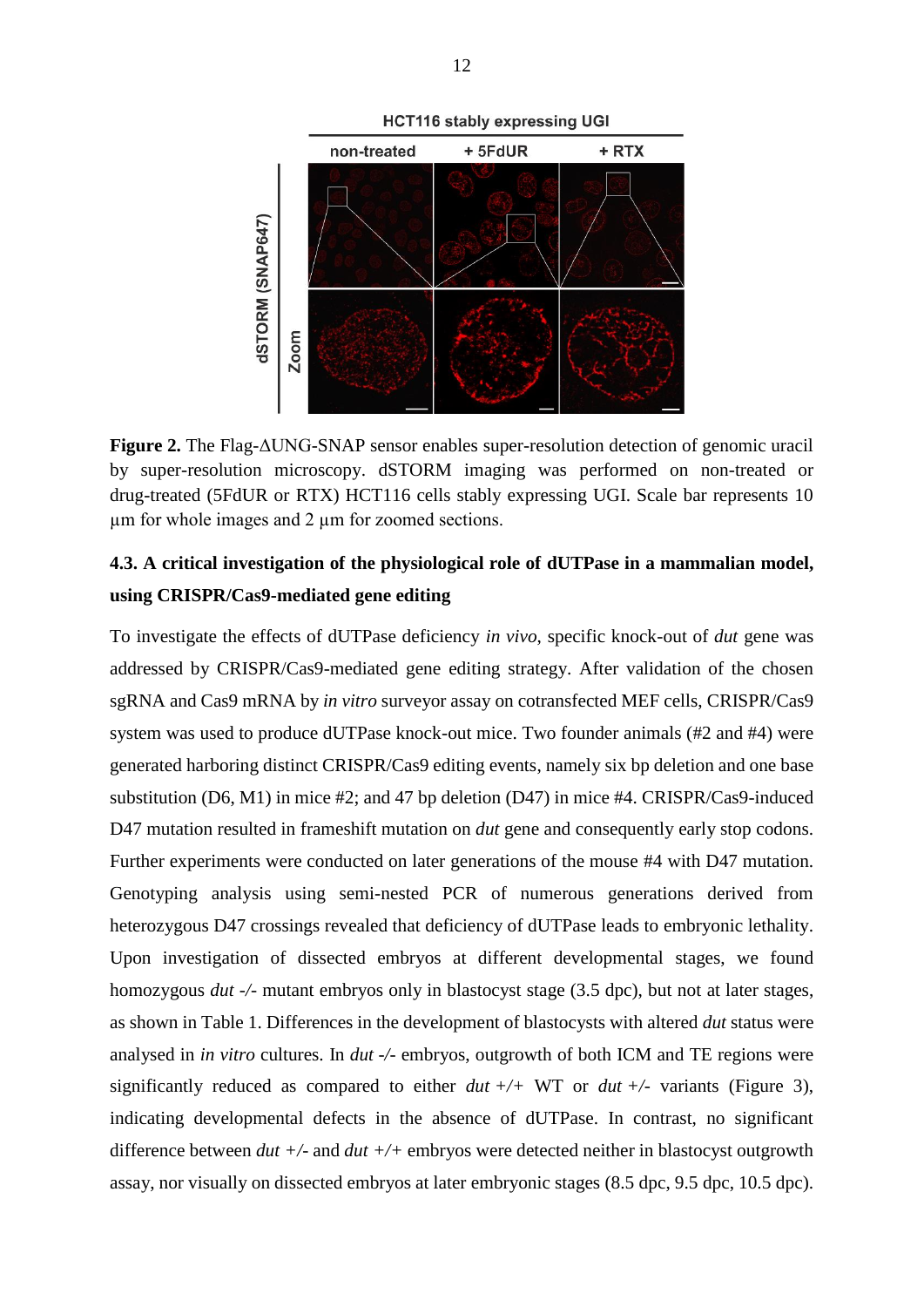**Figure 2.** The Flag-ΔUNG-SNAP sensor enables super-resolution detection of genomic uracil by super-resolution microscopy. dSTORM imaging was performed on non-treated or drug-treated (5FdUR or RTX) HCT116 cells stably expressing UGI. Scale bar represents 10 µm for whole images and 2 µm for zoomed sections.

### 4.3. A critical investigation of the physiological role of dUTPase in a mammalian model, using CRISPR/Cas9-mediated gene editing

To investigate the effects of dUTPase deficiency *in vivo*, specific knock-out of *dut* gene was addressed by CRISPR/Cas9-mediated gene editing strategy. After validation of the chosen sgRNA and Cas9 mRNA by *in vitro* surveyor assay on cotransfected MEF cells, CRISPR/Cas9 system was used to produce dUTPase knock-out mice. Two founder animals (#2 and #4) were generated harboring distinct CRISPR/Cas9 editing events, namely six bp deletion and one base substitution (D6, M1) in mice #2; and 47 bp deletion (D47) in mice #4. CRISPR/Cas9-induced D47 mutation resulted in frameshift mutation on *dut* gene and consequently early stop codons. Further experiments were conducted on later generations of the mouse #4 with D47 mutation. Genotyping analysis using semi-nested PCR of numerous generations derived from heterozygous D47 crossings revealed that deficiency of dUTPase leads to embryonic lethality. Upon investigation of dissected embryos at different developmental stages, we found homozygous *dut* -/- mutant embryos only in blastocyst stage (3.5 dpc), but not at later stages, as shown in Table 1. Differences in the development of blastocysts with altered *dut* status were analysed in *in vitro* cultures. In *dut* -/- embryos, outgrowth of both ICM and TE regions were significantly reduced as compared to either *dut* +/+ WT or *dut* +/- variants (Figure 3), indicating developmental defects in the absence of dUTPase. In contrast, no significant difference between *dut* +/- and *dut* +/+ embryos were detected neither in blastocyst outgrowth assay, nor visually on dissected embryos at later embryonic stages (8.5 dpc, 9.5 dpc, 10.5 dpc).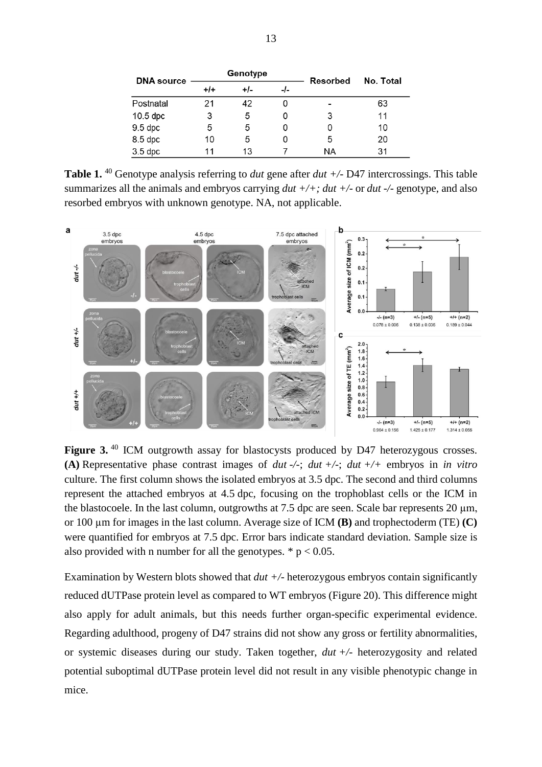| DNA source | Genotype | | | Resorbed | No. Total |
|---|---|---|---|---|---|
| | +/+ | +/- | -/- | | |
| Postnatal | 21 | 42 | 0 | - | 63 |
| 10.5 dpc | 3 | 5 | 0 | 3 | 11 |
| 9.5 dpc | 5 | 5 | 0 | 0 | 10 |
| 8.5 dpc | 10 | 5 | 0 | 5 | 20 |
| 3.5 dpc | 11 | 13 | 7 | NA | 31 |

**Table 1.** [40] Genotype analysis referring to *dut* gene after *dut +/-* D47 intercrossings. This table summarizes all the animals and embryos carrying *dut +/+; dut +/-* or *dut -/-* genotype, and also resorbed embryos with unknown genotype. NA, not applicable.

**Figure 3.** [40] ICM outgrowth assay for blastocysts produced by D47 heterozygous crosses. **(A)** Representative phase contrast images of *dut -/-*; *dut +/-*; *dut +/+* embryos in *in vitro* culture. The first column shows the isolated embryos at 3.5 dpc. The second and third columns represent the attached embryos at 4.5 dpc, focusing on the trophoblast cells or the ICM in the blastocoele. In the last column, outgrowths at 7.5 dpc are seen. Scale bar represents 20 μm, or 100 μm for images in the last column. Average size of ICM **(B)** and trophectoderm (TE) **(C)** were quantified for embryos at 7.5 dpc. Error bars indicate standard deviation. Sample size is also provided with n number for all the genotypes. * $p < 0.05$.

Examination by Western blots showed that *dut +/-* heterozygous embryos contain significantly reduced dUTPase protein level as compared to WT embryos (Figure 20). This difference might also apply for adult animals, but this needs further organ-specific experimental evidence. Regarding adulthood, progeny of D47 strains did not show any gross or fertility abnormalities, or systemic diseases during our study. Taken together, *dut +/-* heterozygosity and related potential suboptimal dUTPase protein level did not result in any visible phenotypic change in mice.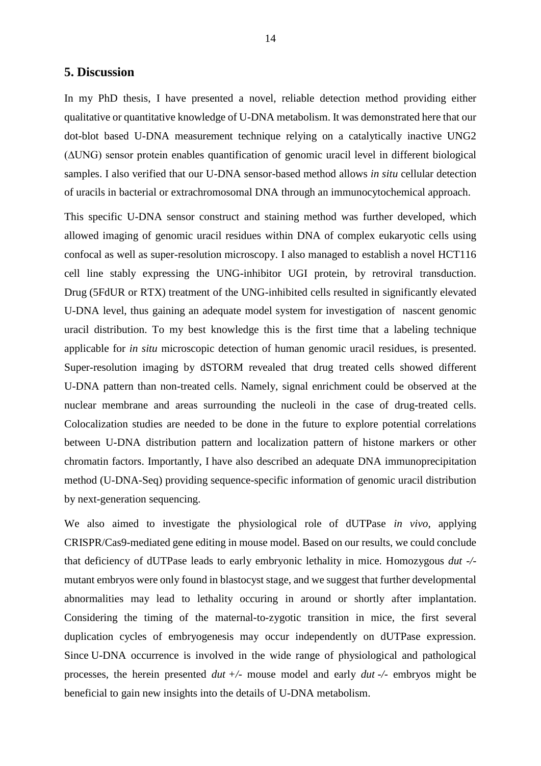## 5. Discussion

In my PhD thesis, I have presented a novel, reliable detection method providing either qualitative or quantitative knowledge of U-DNA metabolism. It was demonstrated here that our dot-blot based U-DNA measurement technique relying on a catalytically inactive UNG2 (ΔUNG) sensor protein enables quantification of genomic uracil level in different biological samples. I also verified that our U-DNA sensor-based method allows *in situ* cellular detection of uracils in bacterial or extrachromosomal DNA through an immunocytochemical approach.

This specific U-DNA sensor construct and staining method was further developed, which allowed imaging of genomic uracil residues within DNA of complex eukaryotic cells using confocal as well as super-resolution microscopy. I also managed to establish a novel HCT116 cell line stably expressing the UNG-inhibitor UGI protein, by retroviral transduction. Drug (5FdUR or RTX) treatment of the UNG-inhibited cells resulted in significantly elevated U-DNA level, thus gaining an adequate model system for investigation of nascent genomic uracil distribution. To my best knowledge this is the first time that a labeling technique applicable for *in situ* microscopic detection of human genomic uracil residues, is presented. Super-resolution imaging by dSTORM revealed that drug treated cells showed different U-DNA pattern than non-treated cells. Namely, signal enrichment could be observed at the nuclear membrane and areas surrounding the nucleoli in the case of drug-treated cells. Colocalization studies are needed to be done in the future to explore potential correlations between U-DNA distribution pattern and localization pattern of histone markers or other chromatin factors. Importantly, I have also described an adequate DNA immunoprecipitation method (U-DNA-Seq) providing sequence-specific information of genomic uracil distribution by next-generation sequencing.

We also aimed to investigate the physiological role of dUTPase *in vivo*, applying CRISPR/Cas9-mediated gene editing in mouse model. Based on our results, we could conclude that deficiency of dUTPase leads to early embryonic lethality in mice. Homozygous *dut -/-* mutant embryos were only found in blastocyst stage, and we suggest that further developmental abnormalities may lead to lethality occuring in around or shortly after implantation. Considering the timing of the maternal-to-zygotic transition in mice, the first several duplication cycles of embryogenesis may occur independently on dUTPase expression. Since U-DNA occurrence is involved in the wide range of physiological and pathological processes, the herein presented *dut +/-* mouse model and early *dut -/-* embryos might be beneficial to gain new insights into the details of U-DNA metabolism.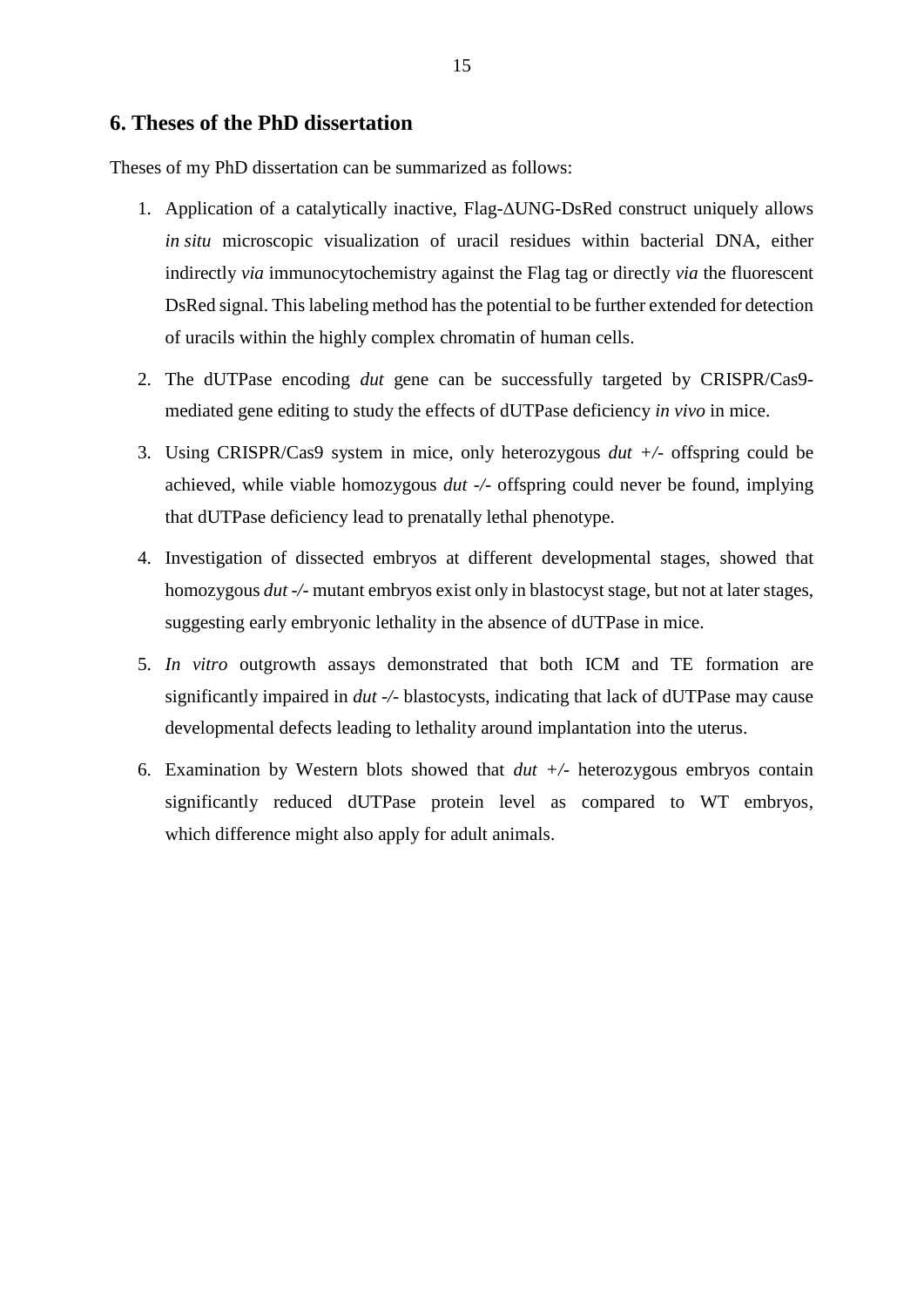## 6. Theses of the PhD dissertation

Theses of my PhD dissertation can be summarized as follows:

1. Application of a catalytically inactive, Flag-ΔUNG-DsRed construct uniquely allows *in situ* microscopic visualization of uracil residues within bacterial DNA, either indirectly *via* immunocytochemistry against the Flag tag or directly *via* the fluorescent DsRed signal. This labeling method has the potential to be further extended for detection of uracils within the highly complex chromatin of human cells.
2. The dUTPase encoding *dut* gene can be successfully targeted by CRISPR/Cas9-mediated gene editing to study the effects of dUTPase deficiency *in vivo* in mice.
3. Using CRISPR/Cas9 system in mice, only heterozygous *dut +/-* offspring could be achieved, while viable homozygous *dut -/-* offspring could never be found, implying that dUTPase deficiency lead to prenatally lethal phenotype.
4. Investigation of dissected embryos at different developmental stages, showed that homozygous *dut -/-* mutant embryos exist only in blastocyst stage, but not at later stages, suggesting early embryonic lethality in the absence of dUTPase in mice.
5. *In vitro* outgrowth assays demonstrated that both ICM and TE formation are significantly impaired in *dut -/-* blastocysts, indicating that lack of dUTPase may cause developmental defects leading to lethality around implantation into the uterus.
6. Examination by Western blots showed that *dut +/-* heterozygous embryos contain significantly reduced dUTPase protein level as compared to WT embryos, which difference might also apply for adult animals.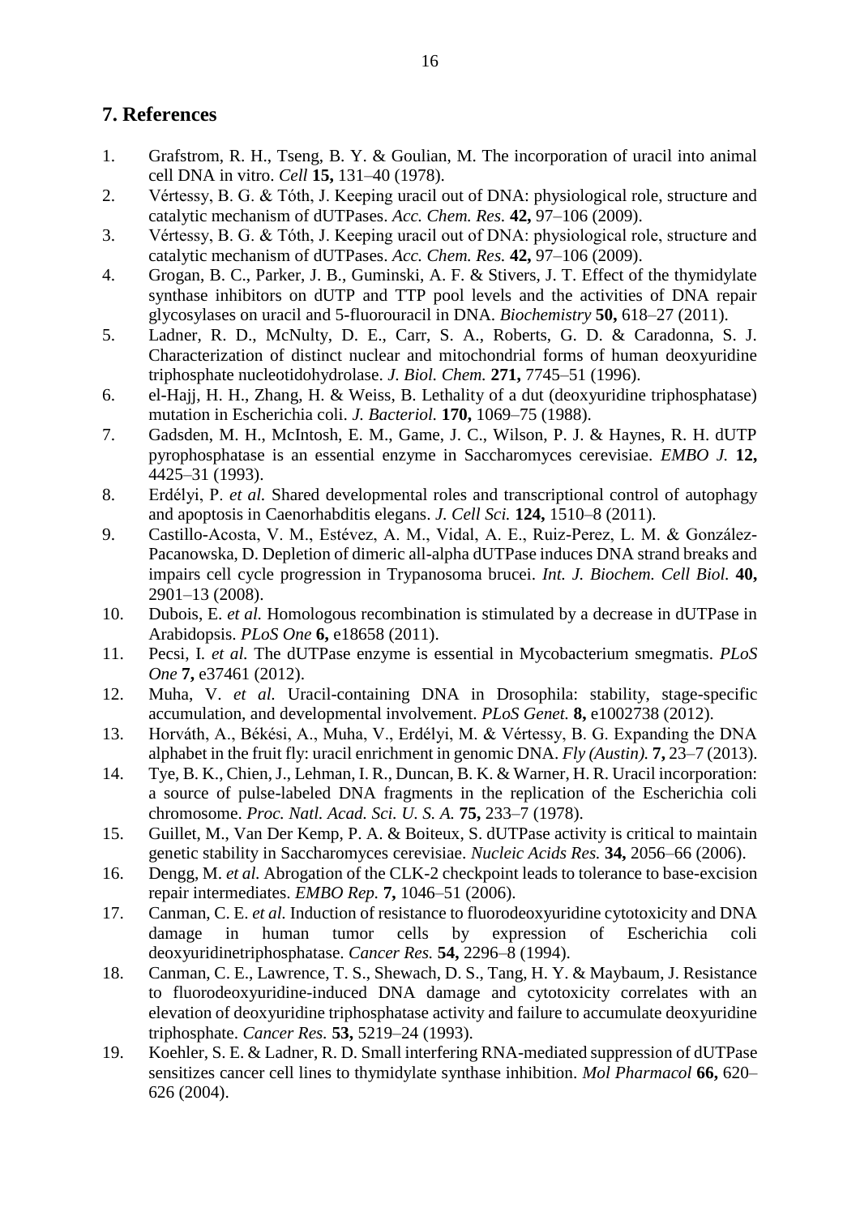## 7. References

1. Grafstrom, R. H., Tseng, B. Y. & Goulian, M. The incorporation of uracil into animal cell DNA in vitro. *Cell* **15,** 131–40 (1978).
2. Vértessy, B. G. & Tóth, J. Keeping uracil out of DNA: physiological role, structure and catalytic mechanism of dUTPases. *Acc. Chem. Res.* **42,** 97–106 (2009).
3. Vértessy, B. G. & Tóth, J. Keeping uracil out of DNA: physiological role, structure and catalytic mechanism of dUTPases. *Acc. Chem. Res.* **42,** 97–106 (2009).
4. Grogan, B. C., Parker, J. B., Guminski, A. F. & Stivers, J. T. Effect of the thymidylate synthase inhibitors on dUTP and TTP pool levels and the activities of DNA repair glycosylases on uracil and 5-fluorouracil in DNA. *Biochemistry* **50,** 618–27 (2011).
5. Ladner, R. D., McNulty, D. E., Carr, S. A., Roberts, G. D. & Caradonna, S. J. Characterization of distinct nuclear and mitochondrial forms of human deoxyuridine triphosphate nucleotidohydrolase. *J. Biol. Chem.* **271,** 7745–51 (1996).
6. el-Hajj, H. H., Zhang, H. & Weiss, B. Lethality of a dut (deoxyuridine triphosphatase) mutation in Escherichia coli. *J. Bacteriol.* **170,** 1069–75 (1988).
7. Gadsden, M. H., McIntosh, E. M., Game, J. C., Wilson, P. J. & Haynes, R. H. dUTP pyrophosphatase is an essential enzyme in Saccharomyces cerevisiae. *EMBO J.* **12,** 4425–31 (1993).
8. Erdélyi, P. *et al.* Shared developmental roles and transcriptional control of autophagy and apoptosis in Caenorhabditis elegans. *J. Cell Sci.* **124,** 1510–8 (2011).
9. Castillo-Acosta, V. M., Estévez, A. M., Vidal, A. E., Ruiz-Perez, L. M. & González-Pacanowska, D. Depletion of dimeric all-alpha dUTPase induces DNA strand breaks and impairs cell cycle progression in Trypanosoma brucei. *Int. J. Biochem. Cell Biol.* **40,** 2901–13 (2008).
10. Dubois, E. *et al.* Homologous recombination is stimulated by a decrease in dUTPase in Arabidopsis. *PLoS One* **6,** e18658 (2011).
11. Pecsi, I. *et al.* The dUTPase enzyme is essential in Mycobacterium smegmatis. *PLoS One* **7,** e37461 (2012).
12. Muha, V. *et al.* Uracil-containing DNA in Drosophila: stability, stage-specific accumulation, and developmental involvement. *PLoS Genet.* **8,** e1002738 (2012).
13. Horváth, A., Békési, A., Muha, V., Erdélyi, M. & Vértessy, B. G. Expanding the DNA alphabet in the fruit fly: uracil enrichment in genomic DNA. *Fly (Austin).* **7,** 23–7 (2013).
14. Tye, B. K., Chien, J., Lehman, I. R., Duncan, B. K. & Warner, H. R. Uracil incorporation: a source of pulse-labeled DNA fragments in the replication of the Escherichia coli chromosome. *Proc. Natl. Acad. Sci. U. S. A.* **75,** 233–7 (1978).
15. Guillet, M., Van Der Kemp, P. A. & Boiteux, S. dUTPase activity is critical to maintain genetic stability in Saccharomyces cerevisiae. *Nucleic Acids Res.* **34,** 2056–66 (2006).
16. Dengg, M. *et al.* Abrogation of the CLK-2 checkpoint leads to tolerance to base-excision repair intermediates. *EMBO Rep.* **7,** 1046–51 (2006).
17. Canman, C. E. *et al.* Induction of resistance to fluorodeoxyuridine cytotoxicity and DNA damage in human tumor cells by expression of Escherichia coli deoxyuridinetriphosphatase. *Cancer Res.* **54,** 2296–8 (1994).
18. Canman, C. E., Lawrence, T. S., Shewach, D. S., Tang, H. Y. & Maybaum, J. Resistance to fluorodeoxyuridine-induced DNA damage and cytotoxicity correlates with an elevation of deoxyuridine triphosphatase activity and failure to accumulate deoxyuridine triphosphate. *Cancer Res.* **53,** 5219–24 (1993).
19. Koehler, S. E. & Ladner, R. D. Small interfering RNA-mediated suppression of dUTPase sensitizes cancer cell lines to thymidylate synthase inhibition. *Mol Pharmacol* **66,** 620–626 (2004).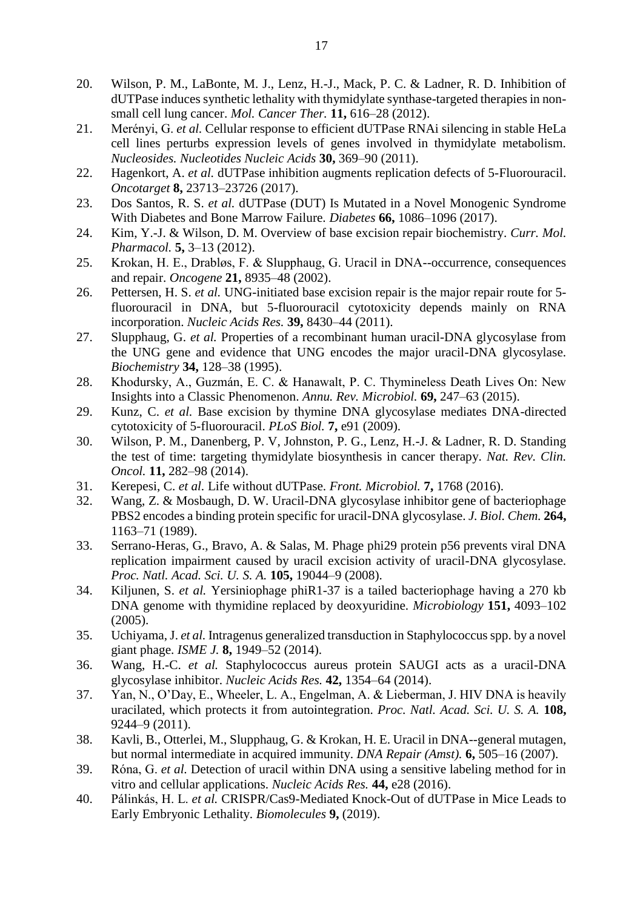20. Wilson, P. M., LaBonte, M. J., Lenz, H.-J., Mack, P. C. & Ladner, R. D. Inhibition of dUTPase induces synthetic lethality with thymidylate synthase-targeted therapies in non-small cell lung cancer. *Mol. Cancer Ther.* **11,** 616–28 (2012).
21. Merényi, G. *et al.* Cellular response to efficient dUTPase RNAi silencing in stable HeLa cell lines perturbs expression levels of genes involved in thymidylate metabolism. *Nucleosides. Nucleotides Nucleic Acids* **30,** 369–90 (2011).
22. Hagenkort, A. *et al.* dUTPase inhibition augments replication defects of 5-Fluorouracil. *Oncotarget* **8,** 23713–23726 (2017).
23. Dos Santos, R. S. *et al.* dUTPase (DUT) Is Mutated in a Novel Monogenic Syndrome With Diabetes and Bone Marrow Failure. *Diabetes* **66,** 1086–1096 (2017).
24. Kim, Y.-J. & Wilson, D. M. Overview of base excision repair biochemistry. *Curr. Mol. Pharmacol.* **5,** 3–13 (2012).
25. Krokan, H. E., Drabløs, F. & Slupphaug, G. Uracil in DNA--occurrence, consequences and repair. *Oncogene* **21,** 8935–48 (2002).
26. Pettersen, H. S. *et al.* UNG-initiated base excision repair is the major repair route for 5-fluorouracil in DNA, but 5-fluorouracil cytotoxicity depends mainly on RNA incorporation. *Nucleic Acids Res.* **39,** 8430–44 (2011).
27. Slupphaug, G. *et al.* Properties of a recombinant human uracil-DNA glycosylase from the UNG gene and evidence that UNG encodes the major uracil-DNA glycosylase. *Biochemistry* **34,** 128–38 (1995).
28. Khodursky, A., Guzmán, E. C. & Hanawalt, P. C. Thymineless Death Lives On: New Insights into a Classic Phenomenon. *Annu. Rev. Microbiol.* **69,** 247–63 (2015).
29. Kunz, C. *et al.* Base excision by thymine DNA glycosylase mediates DNA-directed cytotoxicity of 5-fluorouracil. *PLoS Biol.* **7,** e91 (2009).
30. Wilson, P. M., Danenberg, P. V, Johnston, P. G., Lenz, H.-J. & Ladner, R. D. Standing the test of time: targeting thymidylate biosynthesis in cancer therapy. *Nat. Rev. Clin. Oncol.* **11,** 282–98 (2014).
31. Kerepesi, C. *et al.* Life without dUTPase. *Front. Microbiol.* **7,** 1768 (2016).
32. Wang, Z. & Mosbaugh, D. W. Uracil-DNA glycosylase inhibitor gene of bacteriophage PBS2 encodes a binding protein specific for uracil-DNA glycosylase. *J. Biol. Chem.* **264,** 1163–71 (1989).
33. Serrano-Heras, G., Bravo, A. & Salas, M. Phage phi29 protein p56 prevents viral DNA replication impairment caused by uracil excision activity of uracil-DNA glycosylase. *Proc. Natl. Acad. Sci. U. S. A.* **105,** 19044–9 (2008).
34. Kiljunen, S. *et al.* Yersiniophage phiR1-37 is a tailed bacteriophage having a 270 kb DNA genome with thymidine replaced by deoxyuridine. *Microbiology* **151,** 4093–102 (2005).
35. Uchiyama, J. *et al.* Intragenus generalized transduction in Staphylococcus spp. by a novel giant phage. *ISME J.* **8,** 1949–52 (2014).
36. Wang, H.-C. *et al.* Staphylococcus aureus protein SAUGI acts as a uracil-DNA glycosylase inhibitor. *Nucleic Acids Res.* **42,** 1354–64 (2014).
37. Yan, N., O'Day, E., Wheeler, L. A., Engelman, A. & Lieberman, J. HIV DNA is heavily uracilated, which protects it from autointegration. *Proc. Natl. Acad. Sci. U. S. A.* **108,** 9244–9 (2011).
38. Kavli, B., Otterlei, M., Slupphaug, G. & Krokan, H. E. Uracil in DNA--general mutagen, but normal intermediate in acquired immunity. *DNA Repair (Amst).* **6,** 505–16 (2007).
39. Róna, G. *et al.* Detection of uracil within DNA using a sensitive labeling method for in vitro and cellular applications. *Nucleic Acids Res.* **44,** e28 (2016).
40. Pálinkás, H. L. *et al.* CRISPR/Cas9-Mediated Knock-Out of dUTPase in Mice Leads to Early Embryonic Lethality. *Biomolecules* **9,** (2019).